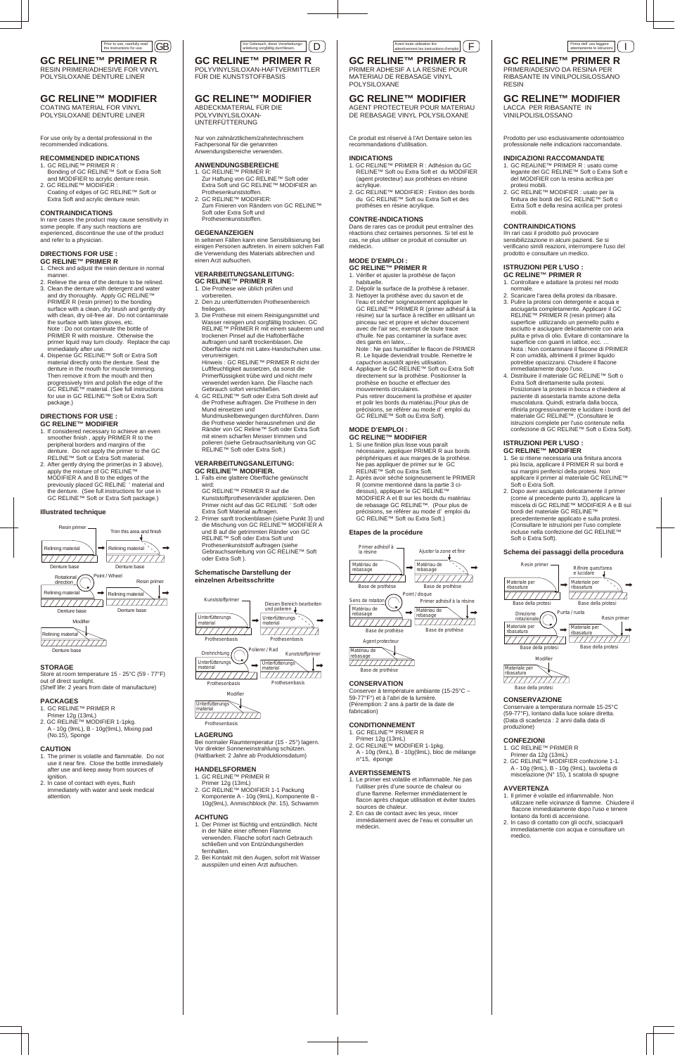Prior to use, carefully read the instructions for use. GB

# GC RELINE™ PRIMER R

RESIN PRIMER/ADHESIVE FOR VINYL POLYSILOXANE DENTURE LINER

# GC RELINE™ MODIFIER

COATING MATERIAL FOR VINYL POLYSILOXANE DENTURE LINER

For use only by a dental professional in the recommended indications.

### RECOMMENDED INDICATIONS

1. GC RELINE™ PRIMER R :
   Bonding of GC RELINE™ Soft or Extra Soft and MODIFIER to acrylic denture resin.
2. GC RELINE™ MODIFIER :
   Coating of edges of GC RELINE™ Soft or Extra Soft and acrylic denture resin.

### CONTRAINDICATIONS

In rare cases the product may cause sensitivity in some people. If any such reactions are experienced, discontinue the use of the product and refer to a physician.

### DIRECTIONS FOR USE : GC RELINE™ PRIMER R

1. Check and adjust the resin denture in normal manner.
2. Relieve the area of the denture to be relined.
3. Clean the denture with detergent and water and dry thoroughly. Apply GC RELINE™ PRIMER R (resin primer) to the bonding surface with a clean, dry brush and gently dry with clean, dry oil-free air. Do not contaminate the surface with latex gloves, etc.
   Note : Do not contaminate the bottle of PRIMER R with moisture. Otherwise the primer liquid may turn cloudy. Replace the cap immediately after use.
4. Dispense GC RELINE™ Soft or Extra Soft material directly onto the denture. Seat the denture in the mouth for muscle trimming. Then remove it from the mouth and then progressively trim and polish the edge of the GC RELINE™ material. (See full instructions for use in GC RELINE™ Soft or Extra Soft package.)

### DIRECTIONS FOR USE : GC RELINE™ MODIFIER

1. If considered necessary to achieve an even smoother finish , apply PRIMER R to the peripheral borders and margins of the denture. Do not apply the primer to the GC RELINE™ Soft or Extra Soft material.
2. After gently drying the primer(as in 3 above), apply the mixture of GC RELINE™ MODIFIER A and B to the edges of the previously placed GC RELINE ™ material and the denture. (See full instructions for use in GC RELINE™ Soft or Extra Soft package.)

### Illustrated technique

Resin primer — Trim this area and finish
Relining material / Denture base
Rotational direction — Point / Wheel — Resin primer
Modifier
Relining material / Denture base

### STORAGE

Store at room temperature 15 - 25°C (59 - 77°F) out of direct sunlight.
(Shelf life: 2 years from date of manufacture)

### PACKAGES

1. GC RELINE™ PRIMER R
   Primer 12g (13mL)
2. GC RELINE™ MODIFIER 1-1pkg.
   A - 10g (9mL), B - 10g(9mL), Mixing pad (No.15), Sponge

### CAUTION

1. The primer is volatile and flammable. Do not use it near fire. Close the bottle immediately after use and keep away from sources of ignition.
2. In case of contact with eyes, flush immediately with water and seek medical attention.

---

Vor Gebrauch, diese Verarbeitungsanleitung sorgfältig durchlesen. D

# GC RELINE™ PRIMER R

POLYVINYLSILOXAN-HAFTVERMITTLER FÜR DIE KUNSTSTOFFBASIS

# GC RELINE™ MODIFIER

ABDECKMATERIAL FÜR DIE POLYVINYLSILOXAN-UNTERFÜTTERUNG

Nur von zahnärztlichem/zahntechnischem Fachpersonal für die genannten Anwendungsbereiche verwenden.

### ANWENDUNGSBEREICHE

1. GC RELINE™ PRIMER R:
   Zur Haftung von GC RELINE™ Soft oder Extra Soft und GC RELINE™ MODIFIER an Prothesenkunststoffen.
2. GC RELINE™ MODIFIER:
   Zum Finieren von Rändern von GC RELINE™ Soft oder Extra Soft und Prothesenkunststoffen.

### GEGENANZEIGEN

In seltenen Fällen kann eine Sensibilisierung bei einigen Personen auftreten. In einem solchen Fall die Verwendung des Materials abbrechen und einen Arzt aufsuchen.

### VERARBEITUNGSANLEITUNG: GC RELINE™ PRIMER R

1. Die Prothese wie üblich prüfen und vorbereiten.
2. Den zu unterfütternden Prothesenbereich freilegen.
3. Die Prothese mit einem Reinigungsmittel und Wasser reinigen und sorgfältig trocknen. GC RELINE™ PRIMER R mit einem sauberen und trockenen Pinsel auf die Haftoberfläche auftragen und sanft trockenblasen. Die Oberfläche nicht mit Latex-Handschuhen usw. verunreinigen.
   Hinweis : GC RELINE™ PRIMER R nicht der Luftfeuchtigkeit aussetzen, da sonst die Primerflüssigkeit trübe wird und nicht mehr verwendet werden kann. Die Flasche nach Gebrauch sofort verschließen.
4. GC RELINE™ Soft oder Extra Soft direkt auf die Prothese auftragen. Die Prothese in den Mund einsetzen und Mundmuskelbewegungen durchführen. Dann die Prothese wieder herausnehmen und die Ränder von GC Reline™ Soft oder Extra Soft mit einem scharfen Messer trimmen und polieren (siehe Gebrauchsanleitung von GC RELINE™ Soft oder Extra Soft.)

### VERARBEITUNGSANLEITUNG: GC RELINE™ MODIFIER.

1. Falls eine glattere Oberfläche gewünscht wird:
   GC RELINE™ PRIMER R auf die Kunststoffprothesenränder applizieren. Den Primer nicht auf das GC RELINE ™ Soft oder Extra Soft Material auftragen.
2. Primer sanft trockenblasen (siehe Punkt 3) und die Mischung von GC RELINE™ MODIFIER A und B auf die getrimmten Ränder von GC RELINE™ Soft oder Extra Soft und Prothesenkunststoff auftragen (siehe Gebrauchsanleitung von GC RELINE™ Soft oder Extra Soft ).

### Schematische Darstellung der einzelnen Arbeitsschritte

Kunststoffprimer — Diesen Bereich bearbeiten und polieren
Unterfütterungs material / Prothesenbasis
Drehrichtung — Polierer / Rad — Kunststoffprimer
Modifier
Unterfütterungs material / Prothesenbasis

### LAGERUNG

Bei normaler Raumtemperatur (15 - 25°) lagern. Vor direkter Sonneneinstrahlung schützen.
(Haltbarkeit: 2 Jahre ab Produktionsdatum)

### HANDELSFORMEN

1. GC RELINE™ PRIMER R
   Primer 12g (13mL)
2. GC RELINE™ MODIFIER 1-1 Packung
   Komponente A - 10g (9mL), Komponente B - 10g(9mL), Anmischblock (Nr. 15), Schwamm

### ACHTUNG

1. Der Primer ist flüchtig und entzündlich. Nicht in der Nähe einer offenen Flamme verwenden. Flasche sofort nach Gebrauch schließen und von Entzündungsherden fernhalten.
2. Bei Kontakt mit den Augen, sofort mit Wasser ausspülen und einen Arzt aufsuchen.

---

Avant toute utilisation lire attentivement les instructions d'emploi. F

# GC RELINE™ PRIMER R

PRIMER ADHESIF A LA RESINE POUR MATERIAU DE REBASAGE VINYL POLYSILOXANE

# GC RELINE™ MODIFIER

AGENT PROTECTEUR POUR MATERIAU DE REBASAGE VINYL POLYSILOXANE

Ce produit est réservé à l'Art Dentaire selon les recommandations d'utilisation.

### INDICATIONS

1. GC RELINE™ PRIMER R : Adhésion du GC RELINE™ Soft ou Extra Soft et du MODIFIER (agent protecteur) aux prothèses en résine acrylique.
2. GC RELINE™ MODIFIER : Finition des bords du GC RELINE™ Soft ou Extra Soft et des prothèses en résine acrylique.

### CONTRE-INDICATIONS

Dans de rares cas ce produit peut entraîner des réactions chez certaines personnes. Si tel est le cas, ne plus utiliser ce produit et consulter un médecin.

### MODE D'EMPLOI : GC RELINE™ PRIMER R

1. Vérifier et ajuster la prothèse de façon habituelle.
2. Dépolir la surface de la prothèse à rebaser.
3. Nettoyer la prothèse avec du savon et de l'eau et sécher soigneusement appliquer le GC RELINE™ PRIMER R (primer adhésif à la résine) sur la surface à rectifier en utilisant un pinceau sec et propre et sécher doucement avec de l'air sec, exempt de toute trace d'huile. Ne pas contaminer la surface avec des gants en latex,...
   Note : Ne pas humidifier le flacon de PRIMER R. Le liquide deviendrait trouble. Remettre le capuchon aussitôt après utilisation.
4. Appliquer le GC RELINE™ Soft ou Extra Soft directement sur la prothèse. Positionner la prothèse en bouche et effectuer des mouvements circulaires.
   Puis retirer doucement la prothèse et ajuster et polir les bords du matériau.(Pour plus de précisions, se référer au mode d' emploi du GC RELINE™ Soft ou Extra Soft).

### MODE D'EMPLOI : GC RELINE™ MODIFIER

1. Si une finition plus lisse vous paraît nécessaire, appliquer PRIMER R aux bords périphériques et aux marges de la prothèse. Ne pas appliquer de primer sur le GC RELINE™ Soft ou Extra Soft.
2. Après avoir séché soigneusement le PRIMER R (comme mentionné dans la partie 3 ci-dessus), appliquer le GC RELINE™ MODIFIER A et B sur les bords du matériau de rebasage GC RELINE™. (Pour plus de précisions, se référer au mode d' emploi du GC RELINE™ Soft ou Extra Soft.)

### Etapes de la procédure

Primer adhésif à la résine — Ajuster la zone et finir
Matériau de rebasage / Base de prothèse
Sens de rotation — Point / disque — Primer adhésif à la résine
Agent protecteur
Matériau de rebasage / Base de prothèse

### CONSERVATION

Conserver à température ambiante (15-25°C – 59-77°F) et à l'abri de la lumière.
(Péremption: 2 ans à partir de la date de fabrication)

### CONDITIONNEMENT

1. GC RELINE™ PRIMER R
   Primer 12g (13mL)
2. GC RELINE™ MODIFIER 1-1pkg.
   A - 10g (9mL), B - 10g(9mL), bloc de mélange n°15, éponge

### AVERTISSEMENTS

1. Le primer est volatile et inflammable. Ne pas l'utiliser près d'une source de chaleur ou d'une flamme. Refermer immédiatement le flacon après usage utilisation et éviter toutes sources de chaleur.
2. En cas de contact avec les yeux, rincer immédiatement avec de l'eau et consulter un médecin.

---

Prima dell' uso leggere attentamente le istruzioni. I

# GC RELINE™ PRIMER R

PRIMER/ADESIVO DA RESINA PER RIBASANTE IN VINILPOLISILOSSANO RESIN

# GC RELINE™ MODIFIER

LACCA PER RIBASANTE IN VINILPOLISILOSSANO

Prodotto per uso esclusivamente odontoiatrico professionale nelle indicazioni raccomandate.

### INDICAZIONI RACCOMANDATE

1. GC RELINE™ PRIMER R : usato come legante del GC RELINE™ Soft o Extra Soft e del MODIFIER con la resina acrilica per protesi mobili.
2. GC RELINE™ MODIFIER : usato per la finitura dei bordi del GC RELINE™ Soft o Extra Soft e della resina acrilica per protesi mobili.

### CONTRAINDICATIONS

IIn rari casi il prodotto può provocare sensibilizzazione in alcuni pazienti. Se si verificano simili reazioni, interrompere l'uso del prodotto e consultare un medico.

### ISTRUZIONI PER L'USO : GC RELINE™ PRIMER R

1. Controllare e adattare la protesi nel modo normale.
2. Scaricare l'area della protesi da ribasare.
3. Pulire la protesi con detergente e acqua e asciugarla completamente. Applicare il GC RELINE™ PRIMER R (resin primer) alla superficie utilizzando un pennello pulito e asciutto e asciugare delicatamente con aria pulita e priva di olio. Evitare di contaminare la superficie con guanti in lattice, ecc. ...
   Nota : Non contaminare il flacone di PRIMER R con umidità, altrimenti il primer liquido potrebbe opacizzarsi. Chiudere il flacone immediatamente dopo l'uso.
4. Distribuire il materiale GC RELINE™ Soft o Extra Soft direttamente sulla protesi. Posizionare la protesi in bocca e chiedere al paziente di assestarla tramite azione della muscolatura. Quindi, estratta dalla bocca, rifinirla progressivamente e lucidare i bordi del materiale GC RELINE™. (Consultare le istruzioni per l'uso contenute nella confezione di GC RELINE™ Soft o Extra Soft).

### ISTRUZIONI PER L'USO : GC RELINE™ MODIFIER

1. Se si ritiene necessaria una finitura ancora più liscia, applicare il PRIMER R sui bordi e sui margini periferici della protesi. Non applicare il primer al materiale GC RELINE™ Soft o Extra Soft.
2. Dopo aver asciugato delicatamente il primer (come al precedente punto 3), applicare la miscela di GC RELINE™ MODIFIER A e B sui bordi del materiale GC RELINE™ precedentemente applicato e sulla protesi. (Consultare le istruzioni per l'uso complete incluse nella confezione del GC RELINE™ Soft o Extra Soft).

### Schema dei passaggi della procedura

Resin primer — Rifinire quest'area e lucidare
Materiale per ribasatura / Base della protesi
Direzione rotazionale — Punta / ruota — Resin primer
Modifier
Materiale per ribasatura / Base della protesi

### CONSERVAZIONE

Conservare a temperatura normale 15-25°C (59-77°F), lontano dalla luce solare diretta.
(Data di scadenza : 2 anni dalla data di produzione)

### CONFEZIONI

1. GC RELINE™ PRIMER R
   Primer da 12g (13mL)
2. GC RELINE™ MODIFIER confezione 1-1.
   A - 10g (9mL), B - 10g (9mL), tavoletta di miscelazione (N° 15), 1 scatola di spugne

### AVVERTENZA

1. Il primer è volatile ed infiammabile. Non utilizzare nelle vicinanze di fiamme. Chiudere il flacone immediatamente dopo l'uso e tenere lontano da fonti di accensione.
2. In caso di contatto con gli occhi, sciacquarli immediatamente con acqua e consultare un medico.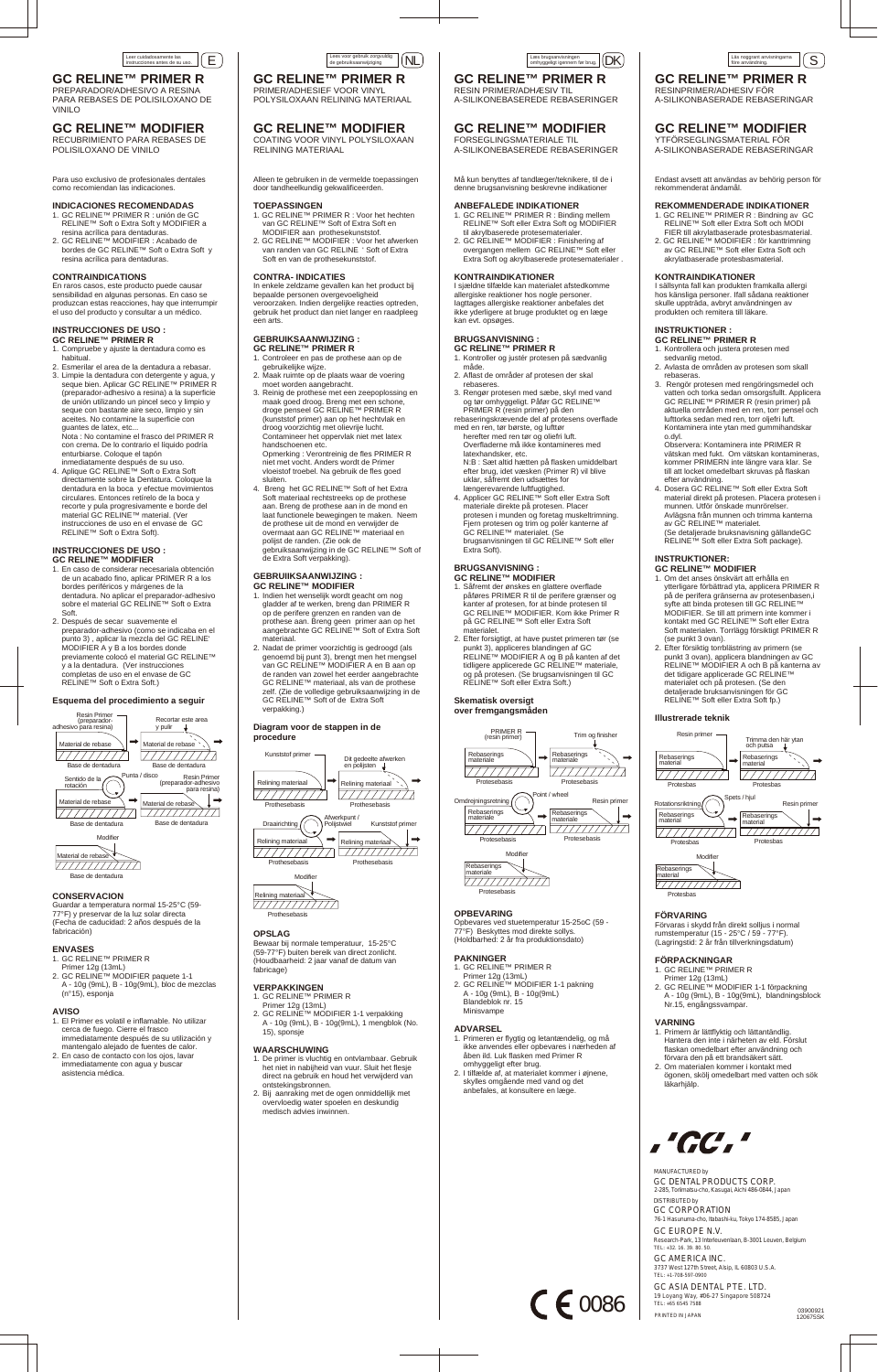Leer cuidadosamente las instrucciones antes de su uso. E

# GC RELINE™ PRIMER R
PREPARADOR/ADHESIVO A RESINA PARA REBASES DE POLISILOXANO DE VINILO

# GC RELINE™ MODIFIER
RECUBRIMIENTO PARA REBASES DE POLISILOXANO DE VINILO

Para uso exclusivo de profesionales dentales como recomiendan las indicaciones.

## INDICACIONES RECOMENDADAS
1. GC RELINE™ PRIMER R : unión de GC RELINE™ Soft o Extra Soft y MODIFIER a resina acrílica para dentaduras.
2. GC RELINE™ MODIFIER : Acabado de bordes de GC RELINE™ Soft o Extra Soft y resina acrílica para dentaduras.

## CONTRAINDICATIONS
En raros casos, este producto puede causar sensibilidad en algunas personas. En caso se produzcan estas reacciones, hay que interrumpir el uso del producto y consultar a un médico.

## INSTRUCCIONES DE USO : GC RELINE™ PRIMER R
1. Compruebe y ajuste la dentadura como es habitual.
2. Esmerilar el area de la dentadura a rebasar.
3. Limpie la dentadura con detergente y agua, y seque bien. Aplicar GC RELINE™ PRIMER R (preparador-adhesivo a resina) a la superficie de unión utilizando un pincel seco y limpio y seque con bastante aire seco, limpio y sin aceites. No contamine la superficie con guantes de latex, etc...
Nota : No contamine el frasco del PRIMER R con crema. De lo contrario el líquido podría enturbiarse. Coloque el tapón inmediatamente después de su uso.
4. Aplique GC RELINE™ Soft o Extra Soft directamente sobre la Dentadura. Coloque la dentadura en la boca y efectue movimientos circulares. Entonces retírelo de la boca y recorte y pula progresivamente e borde del material GC RELINE™ material. (Ver instrucciones de uso en el envase de GC RELINE™ Soft o Extra Soft).

## INSTRUCCIONES DE USO : GC RELINE™ MODIFIER
1. En caso de considerar necesariala obtención de un acabado fino, aplicar PRIMER R a los bordes periféricos y márgenes de la dentadura. No aplicar el preparador-adhesivo sobre el material GC RELINE™ Soft o Extra Soft.
2. Después de secar suavemente el preparador-adhesivo (como se indicaba en el punto 3) , aplicar la mezcla del GC RELINE' MODIFIER A y B a los bordes donde previamente colocó el material GC RELINE™ y a la dentadura. (Ver instrucciones completas de uso en el envase de GC RELINE™ Soft o Extra Soft.)

## Esquema del procedimiento a seguir

Resin Primer (preparador-adhesivo para resina)
Recortar este area y pulir
Material de rebase
Material de rebase
Base de dentadura
Base de dentadura
Sentido de la rotación
Punta / disco
Resin Primer (preparador-adhesivo para resina)
Material de rebase
Material de rebase
Base de dentadura
Base de dentadura
Modifier
Material de rebase
Base de dentadura

## CONSERVACION
Guardar a temperatura normal 15-25°C (59-77°F) y preservar de la luz solar directa (Fecha de caducidad: 2 años después de la fabricación)

## ENVASES
1. GC RELINE™ PRIMER R
Primer 12g (13mL)
2. GC RELINE™ MODIFIER paquete 1-1
A - 10g (9mL), B - 10g(9mL), bloc de mezclas (n°15), esponja

## AVISO
1. El Primer es volatil e inflamable. No utilizar cerca de fuego. Cierre el frasco immediatamente después de su utilización y mantengalo alejado de fuentes de calor.
2. En caso de contacto con los ojos, lavar immediatamente con agua y buscar asistencia médica.

Lees voor gebruik zorgvuldig de gebruiksaanwijzing. NL

# GC RELINE™ PRIMER R
PRIMER/ADHESIEF VOOR VINYL POLYSILOXAAN RELINING MATERIAAL

# GC RELINE™ MODIFIER
COATING VOOR VINYL POLYSILOXAAN RELINING MATERIAAL

Alleen te gebruiken in de vermelde toepassingen door tandheelkundig gekwalificeerden.

## TOEPASSINGEN
1. GC RELINE™ PRIMER R : Voor het hechten van GC RELINE™ Soft of Extra Soft en MODIFIER aan prothesekunststof.
2. GC RELINE™ MODIFIER : Voor het afwerken van randen van GC RELINE ' Soft of Extra Soft en van de prothesekunststof.

## CONTRA- INDICATIES
In enkele zeldzame gevallen kan het product bij bepaalde personen overgevoeligheid veroorzaken. Indien dergelijke reacties optreden, gebruik het product dan niet langer en raadpleeg een arts.

## GEBRUIKSAANWIJZING : GC RELINE™ PRIMER R
1. Controleer en pas de prothese aan op de gebruikelijke wijze.
2. Maak ruimte op de plaats waar de voering moet worden aangebracht.
3. Reinig de prothese met een zeepoplossing en maak goed droog. Breng met een schone, droge penseel GC RELINE™ PRIMER R (kunststof primer) aan op het hechtvlak en droog voorzichtig met olievrije lucht. Contamineer het oppervlak niet met latex handschoenen etc.
Opmerking : Verontreinig de fles PRIMER R niet met vocht. Anders wordt de Primer vloeistof troebel. Na gebruik de fles goed sluiten.
4. Breng het GC RELINE™ Soft of het Extra Soft materiaal rechtstreeks op de prothese aan. Breng de prothese aan in de mond en laat functionele bewegingen te maken. Neem de prothese uit de mond en verwijder de overmaat aan GC RELINE™ materiaal en polijst de randen. (Zie ook de gebruiksaanwijzing in de GC RELINE™ Soft of de Extra Soft verpakking).

## GEBRUIKSAANWIJZING : GC RELINE™ MODIFIER
1. Indien het wenselijk wordt geacht om nog gladder af te werken, breng dan PRIMER R op de perifere grenzen en randen van de prothese aan. Breng geen primer aan op het aangebrachte GC RELINE™ Soft of Extra Soft materiaal.
2. Nadat de primer voorzichtig is gedroogd (als genoemd bij punt 3), brengt men het mengsel van GC RELINE™ MODIFIER A en B aan op de randen van zowel het eerder aangebrachte GC RELINE™ materiaal, als van de prothese zelf. (Zie de volledige gebruiksaanwijzing in de GC RELINE™ Soft of de Extra Soft verpakking.)

## Diagram voor de stappen in de procedure

Kunststof primer
Dit gedeelte afwerken en polijsten
Relining materiaal
Relining materiaal
Prothesebasis
Prothesebasis
Draairichting
Afwerkpunt / Polijstwiel
Kunststof primer
Relining materiaal
Relining materiaal
Prothesebasis
Prothesebasis
Modifier
Relining materiaal
Prothesebasis

## OPSLAG
Bewaar bij normale temperatuur, 15-25°C (59-77°F) buiten bereik van direct zonlicht. (Houdbaarheid: 2 jaar vanaf de datum van fabricage)

## VERPAKKINGEN
1. GC RELINE™ PRIMER R
Primer 12g (13mL)
2. GC RELINE™ MODIFIER 1-1 verpakking
A - 10g (9mL), B - 10g(9mL), 1 mengblok (No. 15), sponsje

## WAARSCHUWING
1. De primer is vluchtig en ontvlambaar. Gebruik het niet in nabijheid van vuur. Sluit het flesje direct na gebruik en houd het verwijderd van ontstekingsbronnen.
2. Bij aanraking met de ogen onmiddellijk met overvloedig water spoelen en deskundig medisch advies inwinnen.

Læs brugsanvisningen omhyggeligt igennem før brug. DK

# GC RELINE™ PRIMER R
RESIN PRIMER/ADHÆSIV TIL A-SILIKONEBASEREDE REBASERINGER

# GC RELINE™ MODIFIER
FORSEGLINGSMATERIALE TIL A-SILIKONEBASEREDE REBASERINGER

Må kun benyttes af tandlæger/teknikere, til de i denne brugsanvisning beskrevne indikationer

## ANBEFALEDE INDIKATIONER
1. GC RELINE™ PRIMER R : Binding mellem RELINE™ Soft eller Extra Soft og MODIFIER til akrylbaserede protesematerialer.
2. GC RELINE™ MODIFIER : Finishering af overgangen mellem GC RELINE™ Soft eller Extra Soft og akrylbaserede protesematerialer .

## KONTRAINDIKATIONER
I sjældne tilfælde kan materialet afstedkomme allergiske reaktioner hos nogle personer. Iagttages allergiske reaktioner anbefales det ikke yderligere at bruge produktet og en læge kan evt. opsøges.

## BRUGSANVISNING : GC RELINE™ PRIMER R
1. Kontroller og justér protesen på sædvanlig måde.
2. Aflast de områder af protesen der skal rebaseres.
3. Rengør protesen med sæbe, skyl med vand og tør omhyggeligt. Påfør GC RELINE™ PRIMER R (resin primer) på den rebaseringskrævende del af protesens overflade med en ren, tør børste, og lufttør herefter med ren tør og oliefri luft. Overfladerne må ikke kontamineres med latexhandsker, etc.
N:B : Sæt altid hætten på flasken umiddelbart efter brug, idet væsken (Primer R) vil blive uklar, såfremt den udsættes for længerevarende luftfugtighed.
4. Applicer GC RELINE™ Soft eller Extra Soft materiale direkte på protesen. Placer protesen i munden og foretag muskeltrimning. Fjern protesen og trim og polér kanterne af GC RELINE™ materialet. (Se brugsanvisningen til GC RELINE™ Soft eller Extra Soft).

## BRUGSANVISNING : GC RELINE™ MODIFIER
1. Såfremt der ønskes en glattere overflade påføres PRIMER R til de perifere grænser og kanter af protesen, for at binde protesen til GC RELINE™ MODIFIER. Kom ikke Primer R på GC RELINE™ Soft eller Extra Soft materialet.
2. Efter forsigtigt, at have pustet primeren tør (se punkt 3), applliceres blandingen af GC RELINE™ MODIFIER A og B på kanten af det tidligere applicerede GC RELINE™ materiale, og på protesen. (Se brugsanvisningen til GC RELINE™ Soft eller Extra Soft.)

## Skematisk oversigt over fremgangsmåden

PRIMER R (resin primer)
Trim og finisher
Rebaserings materiale
Rebaserings materiale
Protesebasis
Protesebasis
Omdrejningsretning
Point / wheel
Resin primer
Rebaserings materiale
Rebaserings materiale
Protesebasis
Protesebasis
Modifier
Rebaserings materiale
Protesebasis

## OPBEVARING
Opbevares ved stuetemperatur 15-25oC (59 - 77°F) Beskyttes mod direkte sollys. (Holdbarhed: 2 år fra produktionsdato)

## PAKNINGER
1. GC RELINE™ PRIMER R
Primer 12g (13mL)
2. GC RELINE™ MODIFIER 1-1 pakning
A - 10g (9mL), B - 10g(9mL)
Blandeblok nr. 15
Minisvampe

## ADVARSEL
1. Primeren er flygtig og letantændelig, og må ikke anvendes eller opbevares i nærheden af åben ild. Luk flasken med Primer R omhyggeligt efter brug.
2. I tilfælde af, at materialet kommer i øjnene, skylles omgående med vand og det anbefales, at konsultere en læge.

CE 0086

Läs noggrant anvisningarna före användning. S

# GC RELINE™ PRIMER R
RESINPRIMER/ADHESIV FÖR A-SILIKONBASERADE REBASERINGAR

# GC RELINE™ MODIFIER
YTFÖRSEGLINGSMATERIAL FÖR A-SILIKONBASERADE REBASERINGAR

Endast avsett att användas av behörig person för rekommenderat ändamål.

## REKOMMENDERADE INDIKATIONER
1. GC RELINE™ PRIMER R : Bindning av GC RELINE™ Soft eller Extra Soft och MODI FIER till akrylatbaserade protesbasmaterial.
2. GC RELINE™ MODIFIER : för kanttrimning av GC RELINE™ Soft eller Extra Soft och akrylatbaserade protesbasmaterial.

## KONTRAINDIKATIONER
I sällsynta fall kan produkten framkalla allergi hos känsliga personer. Ifall sådana reaktioner skulle uppträda, avbryt användningen av produkten och remitera till läkare.

## INSTRUKTIONER : GC RELINE™ PRIMER R
1. Kontrollera och justera protesen med sedvanlig metod.
2. Avlasta de områden av protesen som skall rebaseras.
3. Rengör protesen med rengöringsmedel och vatten och torka sedan omsorgsfullt. Applicera GC RELINE™ PRIMER R (resin primer) på aktuella områden med en ren, torr pensel och lufttorka sedan med ren, torr oljefri luft. Kontaminera inte ytan med gummihandskar o.dyl.
Observera: Kontaminera inte PRIMER R vätskan med fukt. Om vätskan kontamineras, kommer PRIMERN inte längre vara klar. Se till att locket omedelbart skruvas på flaskan efter användning.
4. Dosera GC RELINE™ Soft eller Extra Soft material direkt på protesen. Placera protesen i munnen. Utför önskade munrörelser. Avlägsna från munnen och trimma kanterna av GC RELINE™ materialet. (Se detaljerade bruksnavisning gällandeGC RELINE™ Soft eller Extra Soft package).

## INSTRUKTIONER: GC RELINE™ MODIFIER
1. Om det anses önskvärt att erhålla en ytterligare förbättrad yta, applicera PRIMER R på de perifera gränserna av protesenbasen,i syfte att binda protesen till GC RELINE™ MODIFIER. Se till att primern inte kommer i kontakt med GC RELINE™ Soft eller Extra Soft materialen. Torrlägg försiktigt PRIMER R (se punkt 3 ovan).
2. Efter försiktig torrblåstring av primern (se punkt 3 ovan), applicera blandningen av GC RELINE™ MODIFIER A och B på kanterna av det tidigare applicerade GC RELINE™ materialet och på protesen. (Se den detaljerade bruksanvisningen för GC RELINE™ Soft eller Extra Soft fp.)

## Illustrerade teknik

Resin primer
Trimma den här ytan och putsa
Rebaserings material
Rebaserings material
Protesbas
Protesbas
Rotationsriktning
Spets / hjul
Resin primer
Rebaserings material
Rebaserings material
Protesbas
Protesbas
Modifier
Rebaserings material
Protesbas

## FÖRVARING
Förvaras i skydd från direkt solljus i normal rumstemperatur (15 - 25°C / 59 - 77°F). (Lagringstid: 2 år från tillverkningsdatum)

## FÖRPACKNINGAR
1. GC RELINE™ PRIMER R
Primer 12g (13mL)
2. GC RELINE™ MODIFIER 1-1 förpackning
A - 10g (9mL), B - 10g(9mL), blandningsblock Nr.15, engångssvampar.

## VARNING
1. Primern är lättflyktig och lättantändlig. Hantera den inte i närheten av eld. Förslut flaskan omedelbart efter användning och förvara den på ett brandsäkert sätt.
2. Om materialen kommer i kontakt med ögonen, skölj omedelbart med vatten och sök läkarhjälp.

'GC'

MANUFACTURED by
GC DENTAL PRODUCTS CORP.
2-285, Torimatsu-cho, Kasugai, Aichi 486-0844, Japan

DISTRIBUTED by
GC CORPORATION
76-1 Hasunuma-cho, Itabashi-ku, Tokyo 174-8585, Japan

GC EUROPE N.V.
Research Park, 13 Interleuvenlaan, B-3001 Leuven, Belgium
TEL: +32. 16. 39. 80. 50.

GC AMERICA INC.
3737 West 127th Street, Alsip, IL 60803 U.S.A.
TEL: +1-708-597-0900

GC ASIA DENTAL PTE. LTD.
19 Loyang Way, #06-27 Singapore 508724
TEL: +65 6545 7588

PRINTED IN JAPAN

03000921
12067SSK